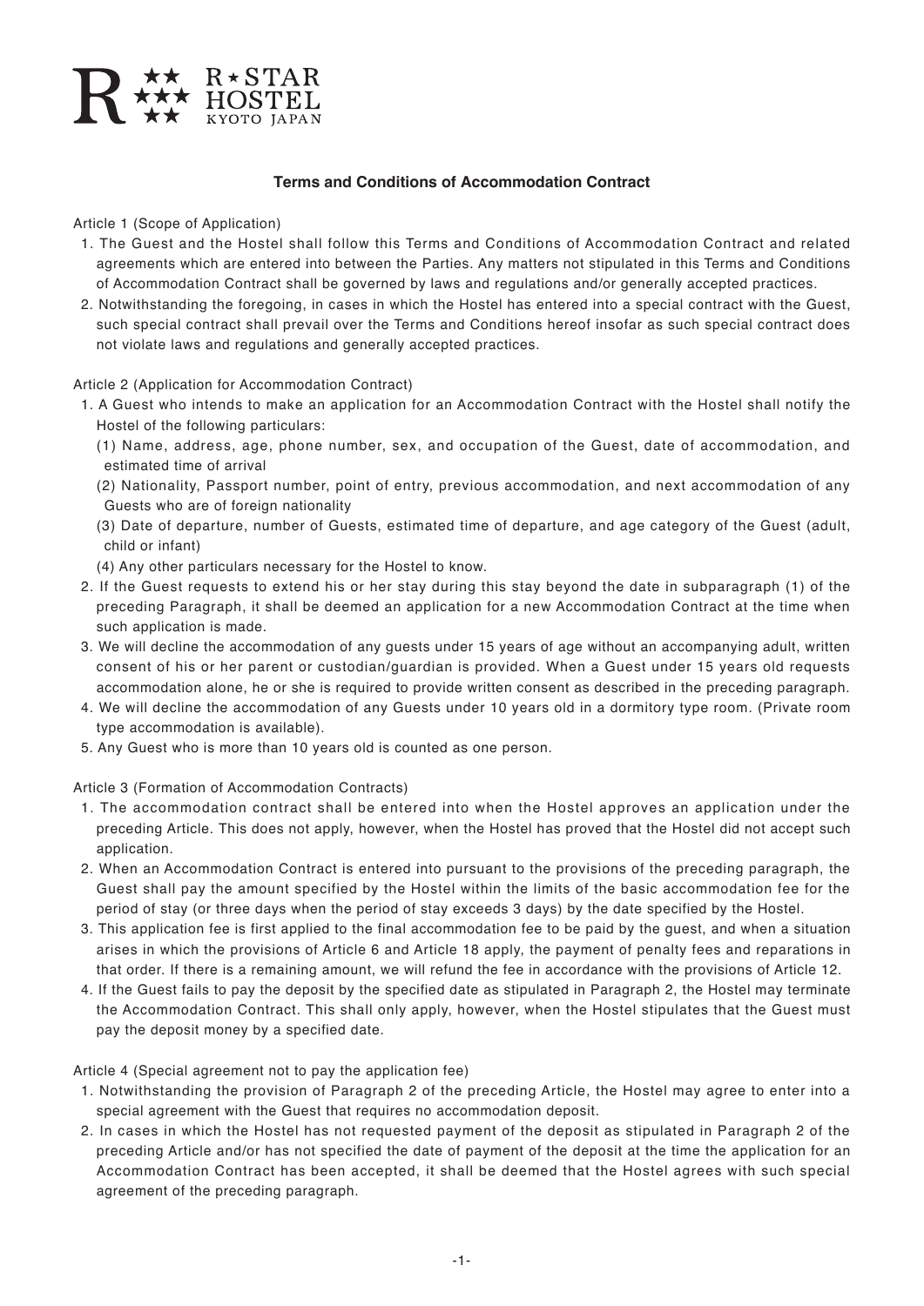R★STAR HOSTEL KYOTO JAPAN

# Terms and Conditions of Accommodation Contract

Article 1 (Scope of Application)

1. The Guest and the Hostel shall follow this Terms and Conditions of Accommodation Contract and related agreements which are entered into between the Parties. Any matters not stipulated in this Terms and Conditions of Accommodation Contract shall be governed by laws and regulations and/or generally accepted practices.
2. Notwithstanding the foregoing, in cases in which the Hostel has entered into a special contract with the Guest, such special contract shall prevail over the Terms and Conditions hereof insofar as such special contract does not violate laws and regulations and generally accepted practices.

Article 2 (Application for Accommodation Contract)

1. A Guest who intends to make an application for an Accommodation Contract with the Hostel shall notify the Hostel of the following particulars:
   (1) Name, address, age, phone number, sex, and occupation of the Guest, date of accommodation, and estimated time of arrival
   (2) Nationality, Passport number, point of entry, previous accommodation, and next accommodation of any Guests who are of foreign nationality
   (3) Date of departure, number of Guests, estimated time of departure, and age category of the Guest (adult, child or infant)
   (4) Any other particulars necessary for the Hostel to know.
2. If the Guest requests to extend his or her stay during this stay beyond the date in subparagraph (1) of the preceding Paragraph, it shall be deemed an application for a new Accommodation Contract at the time when such application is made.
3. We will decline the accommodation of any guests under 15 years of age without an accompanying adult, written consent of his or her parent or custodian/guardian is provided. When a Guest under 15 years old requests accommodation alone, he or she is required to provide written consent as described in the preceding paragraph.
4. We will decline the accommodation of any Guests under 10 years old in a dormitory type room. (Private room type accommodation is available).
5. Any Guest who is more than 10 years old is counted as one person.

Article 3 (Formation of Accommodation Contracts)

1. The accommodation contract shall be entered into when the Hostel approves an application under the preceding Article. This does not apply, however, when the Hostel has proved that the Hostel did not accept such application.
2. When an Accommodation Contract is entered into pursuant to the provisions of the preceding paragraph, the Guest shall pay the amount specified by the Hostel within the limits of the basic accommodation fee for the period of stay (or three days when the period of stay exceeds 3 days) by the date specified by the Hostel.
3. This application fee is first applied to the final accommodation fee to be paid by the guest, and when a situation arises in which the provisions of Article 6 and Article 18 apply, the payment of penalty fees and reparations in that order. If there is a remaining amount, we will refund the fee in accordance with the provisions of Article 12.
4. If the Guest fails to pay the deposit by the specified date as stipulated in Paragraph 2, the Hostel may terminate the Accommodation Contract. This shall only apply, however, when the Hostel stipulates that the Guest must pay the deposit money by a specified date.

Article 4 (Special agreement not to pay the application fee)

1. Notwithstanding the provision of Paragraph 2 of the preceding Article, the Hostel may agree to enter into a special agreement with the Guest that requires no accommodation deposit.
2. In cases in which the Hostel has not requested payment of the deposit as stipulated in Paragraph 2 of the preceding Article and/or has not specified the date of payment of the deposit at the time the application for an Accommodation Contract has been accepted, it shall be deemed that the Hostel agrees with such special agreement of the preceding paragraph.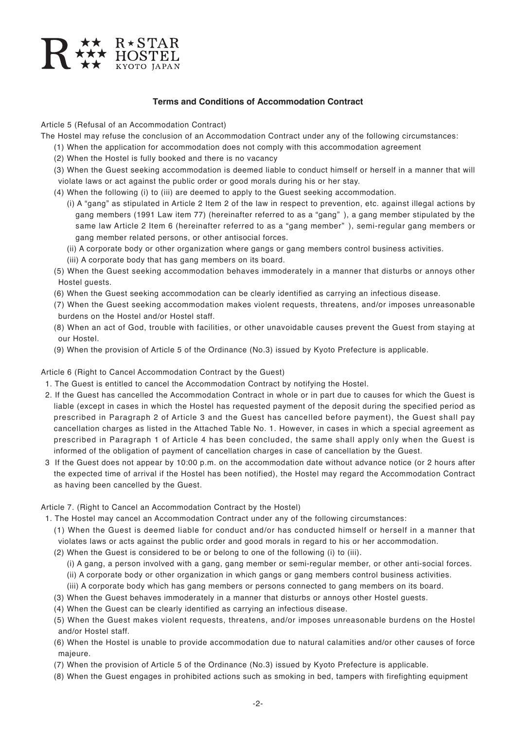# Terms and Conditions of Accommodation Contract

Article 5 (Refusal of an Accommodation Contract)

The Hostel may refuse the conclusion of an Accommodation Contract under any of the following circumstances:

(1) When the application for accommodation does not comply with this accommodation agreement

(2) When the Hostel is fully booked and there is no vacancy

(3) When the Guest seeking accommodation is deemed liable to conduct himself or herself in a manner that will violate laws or act against the public order or good morals during his or her stay.

(4) When the following (i) to (iii) are deemed to apply to the Guest seeking accommodation.

(i) A "gang" as stipulated in Article 2 Item 2 of the law in respect to prevention, etc. against illegal actions by gang members (1991 Law item 77) (hereinafter referred to as a "gang" ), a gang member stipulated by the same law Article 2 Item 6 (hereinafter referred to as a "gang member" ), semi-regular gang members or gang member related persons, or other antisocial forces.

(ii) A corporate body or other organization where gangs or gang members control business activities.

(iii) A corporate body that has gang members on its board.

(5) When the Guest seeking accommodation behaves immoderately in a manner that disturbs or annoys other Hostel guests.

(6) When the Guest seeking accommodation can be clearly identified as carrying an infectious disease.

(7) When the Guest seeking accommodation makes violent requests, threatens, and/or imposes unreasonable burdens on the Hostel and/or Hostel staff.

(8) When an act of God, trouble with facilities, or other unavoidable causes prevent the Guest from staying at our Hostel.

(9) When the provision of Article 5 of the Ordinance (No.3) issued by Kyoto Prefecture is applicable.

Article 6 (Right to Cancel Accommodation Contract by the Guest)

1. The Guest is entitled to cancel the Accommodation Contract by notifying the Hostel.
2. If the Guest has cancelled the Accommodation Contract in whole or in part due to causes for which the Guest is liable (except in cases in which the Hostel has requested payment of the deposit during the specified period as prescribed in Paragraph 2 of Article 3 and the Guest has cancelled before payment), the Guest shall pay cancellation charges as listed in the Attached Table No. 1. However, in cases in which a special agreement as prescribed in Paragraph 1 of Article 4 has been concluded, the same shall apply only when the Guest is informed of the obligation of payment of cancellation charges in case of cancellation by the Guest.
3. If the Guest does not appear by 10:00 p.m. on the accommodation date without advance notice (or 2 hours after the expected time of arrival if the Hostel has been notified), the Hostel may regard the Accommodation Contract as having been cancelled by the Guest.

Article 7. (Right to Cancel an Accommodation Contract by the Hostel)

1. The Hostel may cancel an Accommodation Contract under any of the following circumstances:

(1) When the Guest is deemed liable for conduct and/or has conducted himself or herself in a manner that violates laws or acts against the public order and good morals in regard to his or her accommodation.

(2) When the Guest is considered to be or belong to one of the following (i) to (iii).

(i) A gang, a person involved with a gang, gang member or semi-regular member, or other anti-social forces.

(ii) A corporate body or other organization in which gangs or gang members control business activities.

(iii) A corporate body which has gang members or persons connected to gang members on its board.

(3) When the Guest behaves immoderately in a manner that disturbs or annoys other Hostel guests.

(4) When the Guest can be clearly identified as carrying an infectious disease.

(5) When the Guest makes violent requests, threatens, and/or imposes unreasonable burdens on the Hostel and/or Hostel staff.

(6) When the Hostel is unable to provide accommodation due to natural calamities and/or other causes of force majeure.

(7) When the provision of Article 5 of the Ordinance (No.3) issued by Kyoto Prefecture is applicable.

(8) When the Guest engages in prohibited actions such as smoking in bed, tampers with firefighting equipment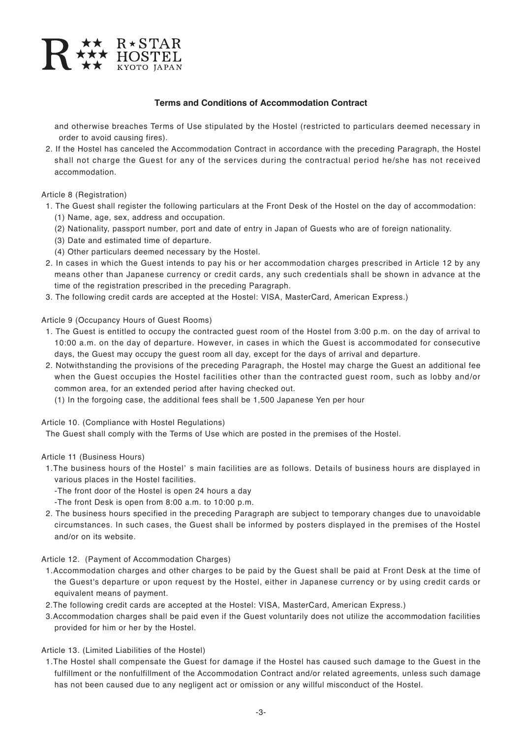## Terms and Conditions of Accommodation Contract

and otherwise breaches Terms of Use stipulated by the Hostel (restricted to particulars deemed necessary in order to avoid causing fires).

2. If the Hostel has canceled the Accommodation Contract in accordance with the preceding Paragraph, the Hostel shall not charge the Guest for any of the services during the contractual period he/she has not received accommodation.

Article 8 (Registration)

1. The Guest shall register the following particulars at the Front Desk of the Hostel on the day of accommodation:
   (1) Name, age, sex, address and occupation.
   (2) Nationality, passport number, port and date of entry in Japan of Guests who are of foreign nationality.
   (3) Date and estimated time of departure.
   (4) Other particulars deemed necessary by the Hostel.
2. In cases in which the Guest intends to pay his or her accommodation charges prescribed in Article 12 by any means other than Japanese currency or credit cards, any such credentials shall be shown in advance at the time of the registration prescribed in the preceding Paragraph.
3. The following credit cards are accepted at the Hostel: VISA, MasterCard, American Express.)

Article 9 (Occupancy Hours of Guest Rooms)

1. The Guest is entitled to occupy the contracted guest room of the Hostel from 3:00 p.m. on the day of arrival to 10:00 a.m. on the day of departure. However, in cases in which the Guest is accommodated for consecutive days, the Guest may occupy the guest room all day, except for the days of arrival and departure.
2. Notwithstanding the provisions of the preceding Paragraph, the Hostel may charge the Guest an additional fee when the Guest occupies the Hostel facilities other than the contracted guest room, such as lobby and/or common area, for an extended period after having checked out.
   (1) In the forgoing case, the additional fees shall be 1,500 Japanese Yen per hour

Article 10. (Compliance with Hostel Regulations)

The Guest shall comply with the Terms of Use which are posted in the premises of the Hostel.

Article 11 (Business Hours)

1. The business hours of the Hostel' s main facilities are as follows. Details of business hours are displayed in various places in the Hostel facilities.
   -The front door of the Hostel is open 24 hours a day
   -The front Desk is open from 8:00 a.m. to 10:00 p.m.
2. The business hours specified in the preceding Paragraph are subject to temporary changes due to unavoidable circumstances. In such cases, the Guest shall be informed by posters displayed in the premises of the Hostel and/or on its website.

Article 12. (Payment of Accommodation Charges)

1. Accommodation charges and other charges to be paid by the Guest shall be paid at Front Desk at the time of the Guest's departure or upon request by the Hostel, either in Japanese currency or by using credit cards or equivalent means of payment.
2. The following credit cards are accepted at the Hostel: VISA, MasterCard, American Express.)
3. Accommodation charges shall be paid even if the Guest voluntarily does not utilize the accommodation facilities provided for him or her by the Hostel.

Article 13. (Limited Liabilities of the Hostel)

1. The Hostel shall compensate the Guest for damage if the Hostel has caused such damage to the Guest in the fulfillment or the nonfulfillment of the Accommodation Contract and/or related agreements, unless such damage has not been caused due to any negligent act or omission or any willful misconduct of the Hostel.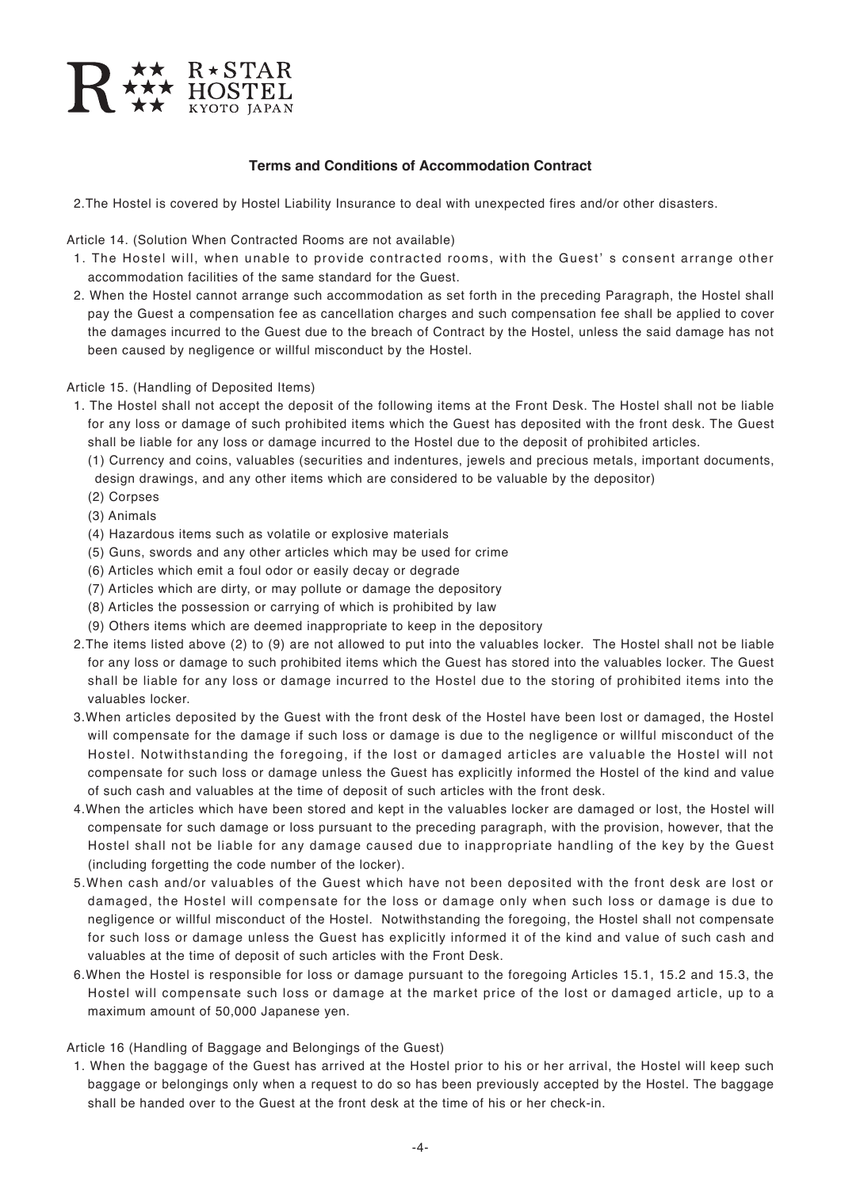## Terms and Conditions of Accommodation Contract

2.The Hostel is covered by Hostel Liability Insurance to deal with unexpected fires and/or other disasters.

Article 14. (Solution When Contracted Rooms are not available)

1. The Hostel will, when unable to provide contracted rooms, with the Guest' s consent arrange other accommodation facilities of the same standard for the Guest.
2. When the Hostel cannot arrange such accommodation as set forth in the preceding Paragraph, the Hostel shall pay the Guest a compensation fee as cancellation charges and such compensation fee shall be applied to cover the damages incurred to the Guest due to the breach of Contract by the Hostel, unless the said damage has not been caused by negligence or willful misconduct by the Hostel.

Article 15. (Handling of Deposited Items)

1. The Hostel shall not accept the deposit of the following items at the Front Desk. The Hostel shall not be liable for any loss or damage of such prohibited items which the Guest has deposited with the front desk. The Guest shall be liable for any loss or damage incurred to the Hostel due to the deposit of prohibited articles.
   (1) Currency and coins, valuables (securities and indentures, jewels and precious metals, important documents, design drawings, and any other items which are considered to be valuable by the depositor)
   (2) Corpses
   (3) Animals
   (4) Hazardous items such as volatile or explosive materials
   (5) Guns, swords and any other articles which may be used for crime
   (6) Articles which emit a foul odor or easily decay or degrade
   (7) Articles which are dirty, or may pollute or damage the depository
   (8) Articles the possession or carrying of which is prohibited by law
   (9) Others items which are deemed inappropriate to keep in the depository
2. The items listed above (2) to (9) are not allowed to put into the valuables locker. The Hostel shall not be liable for any loss or damage to such prohibited items which the Guest has stored into the valuables locker. The Guest shall be liable for any loss or damage incurred to the Hostel due to the storing of prohibited items into the valuables locker.
3. When articles deposited by the Guest with the front desk of the Hostel have been lost or damaged, the Hostel will compensate for the damage if such loss or damage is due to the negligence or willful misconduct of the Hostel. Notwithstanding the foregoing, if the lost or damaged articles are valuable the Hostel will not compensate for such loss or damage unless the Guest has explicitly informed the Hostel of the kind and value of such cash and valuables at the time of deposit of such articles with the front desk.
4. When the articles which have been stored and kept in the valuables locker are damaged or lost, the Hostel will compensate for such damage or loss pursuant to the preceding paragraph, with the provision, however, that the Hostel shall not be liable for any damage caused due to inappropriate handling of the key by the Guest (including forgetting the code number of the locker).
5. When cash and/or valuables of the Guest which have not been deposited with the front desk are lost or damaged, the Hostel will compensate for the loss or damage only when such loss or damage is due to negligence or willful misconduct of the Hostel. Notwithstanding the foregoing, the Hostel shall not compensate for such loss or damage unless the Guest has explicitly informed it of the kind and value of such cash and valuables at the time of deposit of such articles with the Front Desk.
6. When the Hostel is responsible for loss or damage pursuant to the foregoing Articles 15.1, 15.2 and 15.3, the Hostel will compensate such loss or damage at the market price of the lost or damaged article, up to a maximum amount of 50,000 Japanese yen.

Article 16 (Handling of Baggage and Belongings of the Guest)

1. When the baggage of the Guest has arrived at the Hostel prior to his or her arrival, the Hostel will keep such baggage or belongings only when a request to do so has been previously accepted by the Hostel. The baggage shall be handed over to the Guest at the front desk at the time of his or her check-in.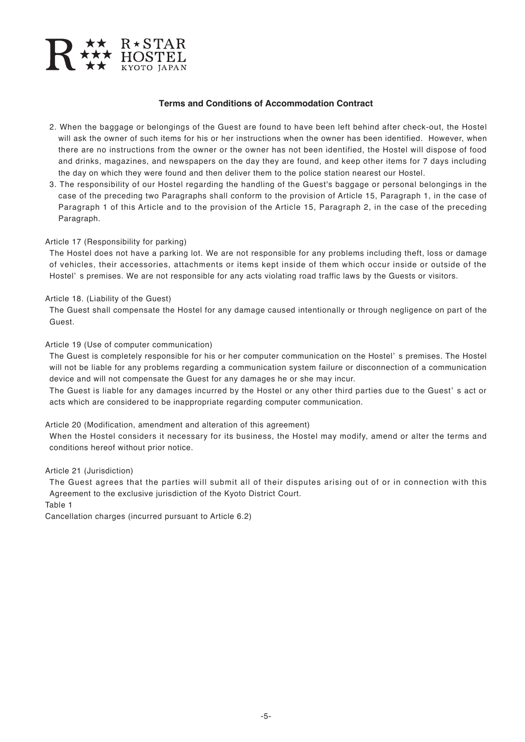## Terms and Conditions of Accommodation Contract

2. When the baggage or belongings of the Guest are found to have been left behind after check-out, the Hostel will ask the owner of such items for his or her instructions when the owner has been identified. However, when there are no instructions from the owner or the owner has not been identified, the Hostel will dispose of food and drinks, magazines, and newspapers on the day they are found, and keep other items for 7 days including the day on which they were found and then deliver them to the police station nearest our Hostel.
3. The responsibility of our Hostel regarding the handling of the Guest's baggage or personal belongings in the case of the preceding two Paragraphs shall conform to the provision of Article 15, Paragraph 1, in the case of Paragraph 1 of this Article and to the provision of the Article 15, Paragraph 2, in the case of the preceding Paragraph.

Article 17 (Responsibility for parking)

The Hostel does not have a parking lot. We are not responsible for any problems including theft, loss or damage of vehicles, their accessories, attachments or items kept inside of them which occur inside or outside of the Hostel' s premises. We are not responsible for any acts violating road traffic laws by the Guests or visitors.

Article 18. (Liability of the Guest)

The Guest shall compensate the Hostel for any damage caused intentionally or through negligence on part of the Guest.

Article 19 (Use of computer communication)

The Guest is completely responsible for his or her computer communication on the Hostel' s premises. The Hostel will not be liable for any problems regarding a communication system failure or disconnection of a communication device and will not compensate the Guest for any damages he or she may incur.

The Guest is liable for any damages incurred by the Hostel or any other third parties due to the Guest' s act or acts which are considered to be inappropriate regarding computer communication.

Article 20 (Modification, amendment and alteration of this agreement)

When the Hostel considers it necessary for its business, the Hostel may modify, amend or alter the terms and conditions hereof without prior notice.

Article 21 (Jurisdiction)

The Guest agrees that the parties will submit all of their disputes arising out of or in connection with this Agreement to the exclusive jurisdiction of the Kyoto District Court.

Table 1

Cancellation charges (incurred pursuant to Article 6.2)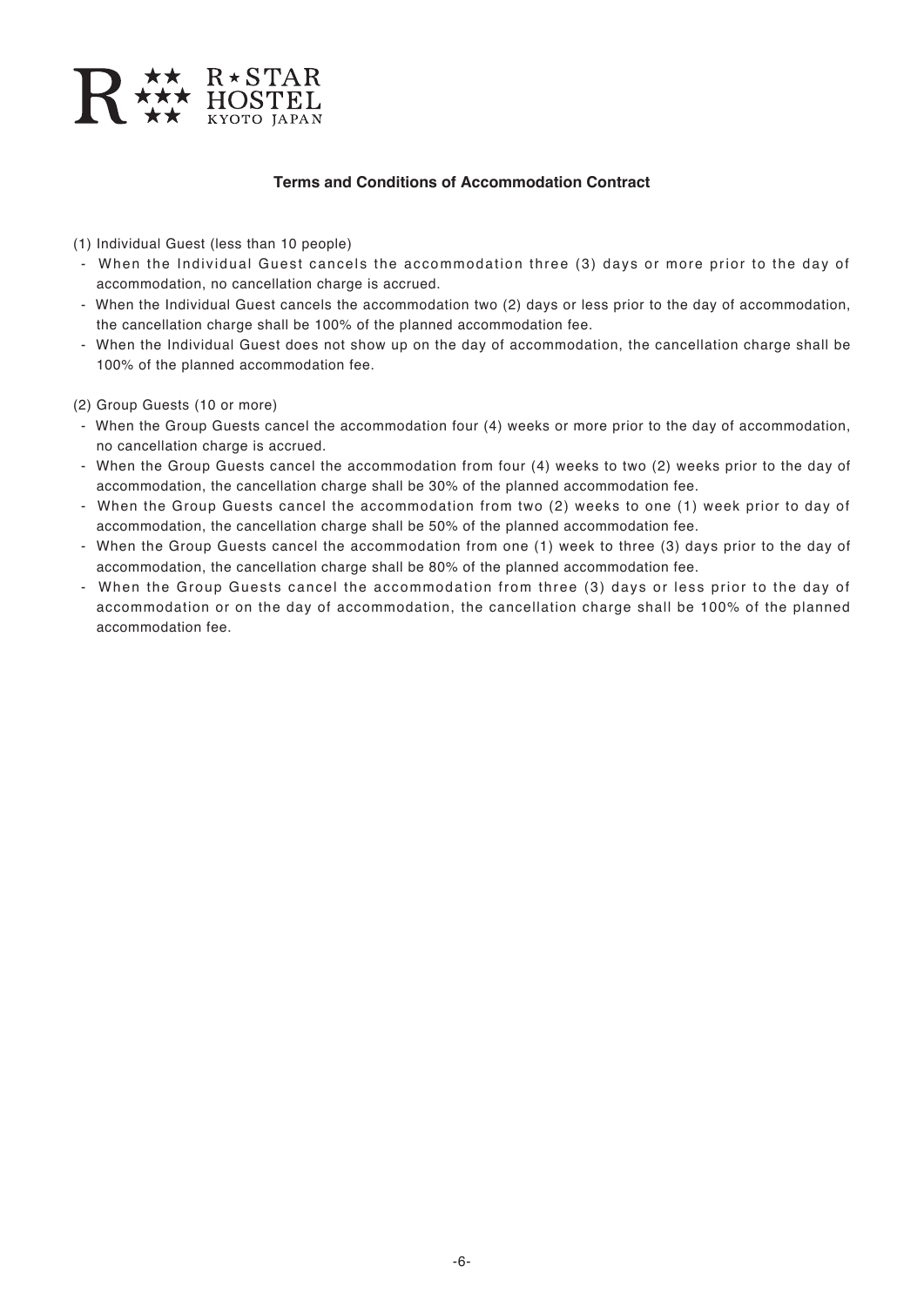R★STAR HOSTEL KYOTO JAPAN

**Terms and Conditions of Accommodation Contract**

(1) Individual Guest (less than 10 people)

- When the Individual Guest cancels the accommodation three (3) days or more prior to the day of accommodation, no cancellation charge is accrued.
- When the Individual Guest cancels the accommodation two (2) days or less prior to the day of accommodation, the cancellation charge shall be 100% of the planned accommodation fee.
- When the Individual Guest does not show up on the day of accommodation, the cancellation charge shall be 100% of the planned accommodation fee.

(2) Group Guests (10 or more)

- When the Group Guests cancel the accommodation four (4) weeks or more prior to the day of accommodation, no cancellation charge is accrued.
- When the Group Guests cancel the accommodation from four (4) weeks to two (2) weeks prior to the day of accommodation, the cancellation charge shall be 30% of the planned accommodation fee.
- When the Group Guests cancel the accommodation from two (2) weeks to one (1) week prior to day of accommodation, the cancellation charge shall be 50% of the planned accommodation fee.
- When the Group Guests cancel the accommodation from one (1) week to three (3) days prior to the day of accommodation, the cancellation charge shall be 80% of the planned accommodation fee.
- When the Group Guests cancel the accommodation from three (3) days or less prior to the day of accommodation or on the day of accommodation, the cancellation charge shall be 100% of the planned accommodation fee.